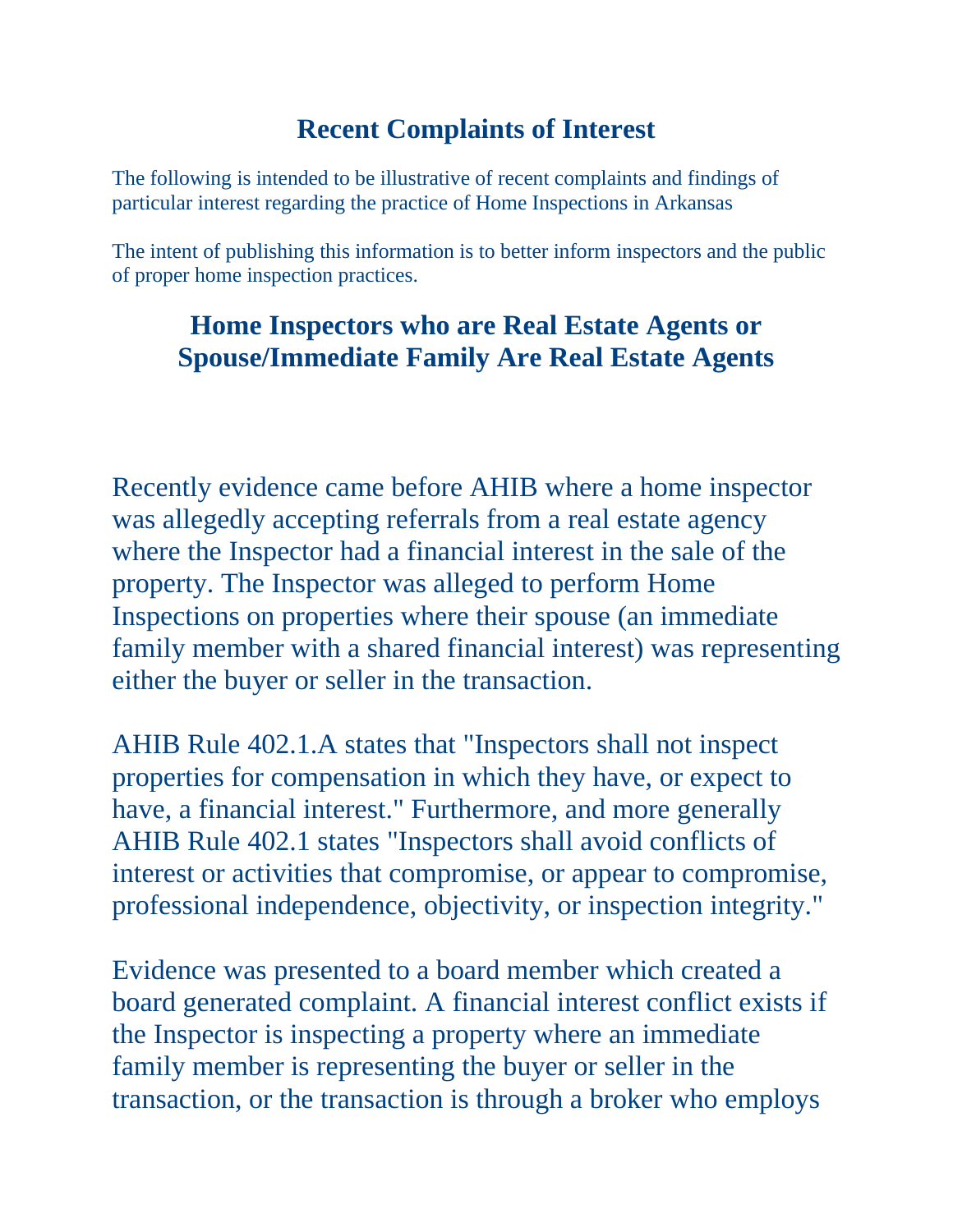# Recent Complaints of Interest

The following is intended to be illustrative of recent complaints and findings of particular interest regarding the practice of Home Inspections in Arkansas

The intent of publishing this information is to better inform inspectors and the public of proper home inspection practices.

## Home Inspectors who are Real Estate Agents or Spouse/Immediate Family Are Real Estate Agents

Recently evidence came before AHIB where a home inspector was allegedly accepting referrals from a real estate agency where the Inspector had a financial interest in the sale of the property. The Inspector was alleged to perform Home Inspections on properties where their spouse (an immediate family member with a shared financial interest) was representing either the buyer or seller in the transaction.

AHIB Rule 402.1.A states that "Inspectors shall not inspect properties for compensation in which they have, or expect to have, a financial interest." Furthermore, and more generally AHIB Rule 402.1 states "Inspectors shall avoid conflicts of interest or activities that compromise, or appear to compromise, professional independence, objectivity, or inspection integrity."

Evidence was presented to a board member which created a board generated complaint. A financial interest conflict exists if the Inspector is inspecting a property where an immediate family member is representing the buyer or seller in the transaction, or the transaction is through a broker who employs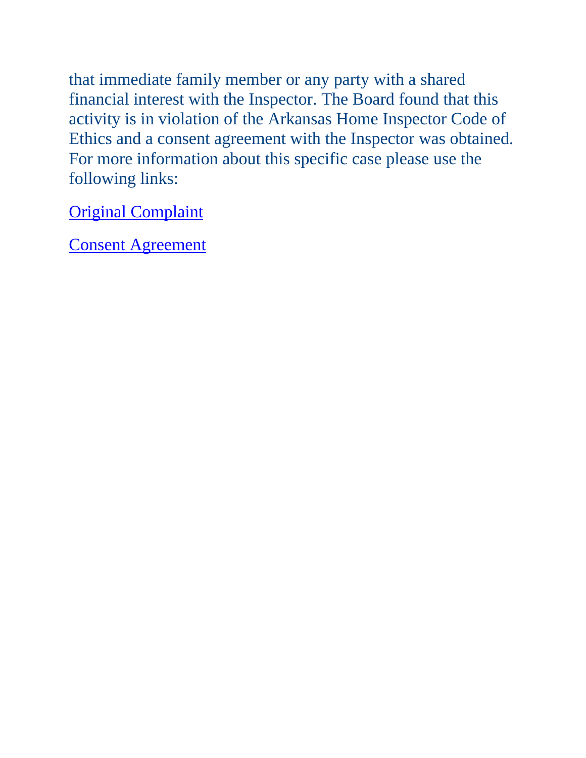that immediate family member or any party with a shared financial interest with the Inspector. The Board found that this activity is in violation of the Arkansas Home Inspector Code of Ethics and a consent agreement with the Inspector was obtained. For more information about this specific case please use the following links:

Original Complaint

Consent Agreement